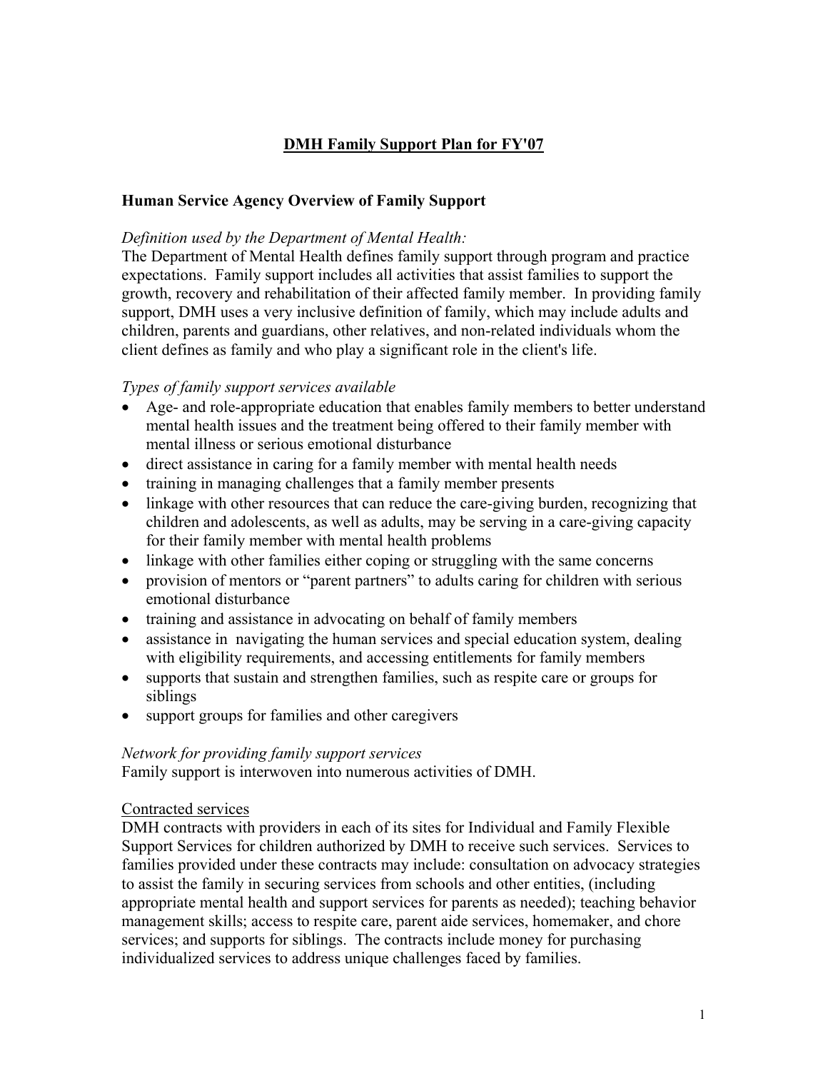# DMH Family Support Plan for FY'07

## Human Service Agency Overview of Family Support

*Definition used by the Department of Mental Health:*

The Department of Mental Health defines family support through program and practice expectations. Family support includes all activities that assist families to support the growth, recovery and rehabilitation of their affected family member. In providing family support, DMH uses a very inclusive definition of family, which may include adults and children, parents and guardians, other relatives, and non-related individuals whom the client defines as family and who play a significant role in the client's life.

*Types of family support services available*

- Age- and role-appropriate education that enables family members to better understand mental health issues and the treatment being offered to their family member with mental illness or serious emotional disturbance
- direct assistance in caring for a family member with mental health needs
- training in managing challenges that a family member presents
- linkage with other resources that can reduce the care-giving burden, recognizing that children and adolescents, as well as adults, may be serving in a care-giving capacity for their family member with mental health problems
- linkage with other families either coping or struggling with the same concerns
- provision of mentors or "parent partners" to adults caring for children with serious emotional disturbance
- training and assistance in advocating on behalf of family members
- assistance in navigating the human services and special education system, dealing with eligibility requirements, and accessing entitlements for family members
- supports that sustain and strengthen families, such as respite care or groups for siblings
- support groups for families and other caregivers

*Network for providing family support services*

Family support is interwoven into numerous activities of DMH.

<u>Contracted services</u>

DMH contracts with providers in each of its sites for Individual and Family Flexible Support Services for children authorized by DMH to receive such services. Services to families provided under these contracts may include: consultation on advocacy strategies to assist the family in securing services from schools and other entities, (including appropriate mental health and support services for parents as needed); teaching behavior management skills; access to respite care, parent aide services, homemaker, and chore services; and supports for siblings. The contracts include money for purchasing individualized services to address unique challenges faced by families.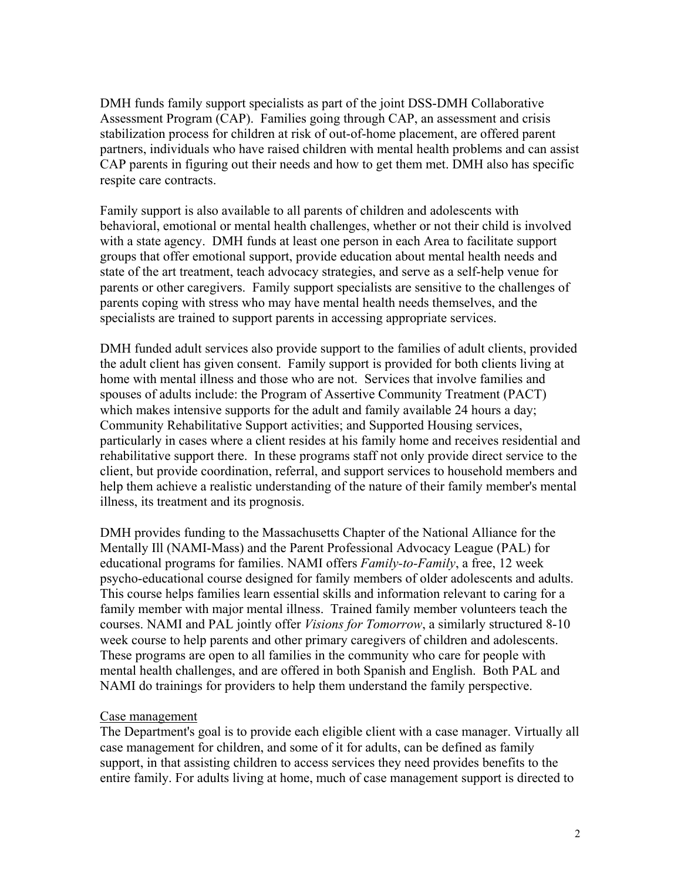DMH funds family support specialists as part of the joint DSS-DMH Collaborative Assessment Program (CAP). Families going through CAP, an assessment and crisis stabilization process for children at risk of out-of-home placement, are offered parent partners, individuals who have raised children with mental health problems and can assist CAP parents in figuring out their needs and how to get them met. DMH also has specific respite care contracts.

Family support is also available to all parents of children and adolescents with behavioral, emotional or mental health challenges, whether or not their child is involved with a state agency. DMH funds at least one person in each Area to facilitate support groups that offer emotional support, provide education about mental health needs and state of the art treatment, teach advocacy strategies, and serve as a self-help venue for parents or other caregivers. Family support specialists are sensitive to the challenges of parents coping with stress who may have mental health needs themselves, and the specialists are trained to support parents in accessing appropriate services.

DMH funded adult services also provide support to the families of adult clients, provided the adult client has given consent. Family support is provided for both clients living at home with mental illness and those who are not. Services that involve families and spouses of adults include: the Program of Assertive Community Treatment (PACT) which makes intensive supports for the adult and family available 24 hours a day; Community Rehabilitative Support activities; and Supported Housing services, particularly in cases where a client resides at his family home and receives residential and rehabilitative support there. In these programs staff not only provide direct service to the client, but provide coordination, referral, and support services to household members and help them achieve a realistic understanding of the nature of their family member's mental illness, its treatment and its prognosis.

DMH provides funding to the Massachusetts Chapter of the National Alliance for the Mentally Ill (NAMI-Mass) and the Parent Professional Advocacy League (PAL) for educational programs for families. NAMI offers *Family-to-Family*, a free, 12 week psycho-educational course designed for family members of older adolescents and adults. This course helps families learn essential skills and information relevant to caring for a family member with major mental illness. Trained family member volunteers teach the courses. NAMI and PAL jointly offer *Visions for Tomorrow*, a similarly structured 8-10 week course to help parents and other primary caregivers of children and adolescents. These programs are open to all families in the community who care for people with mental health challenges, and are offered in both Spanish and English. Both PAL and NAMI do trainings for providers to help them understand the family perspective.

<u>Case management</u>

The Department's goal is to provide each eligible client with a case manager. Virtually all case management for children, and some of it for adults, can be defined as family support, in that assisting children to access services they need provides benefits to the entire family. For adults living at home, much of case management support is directed to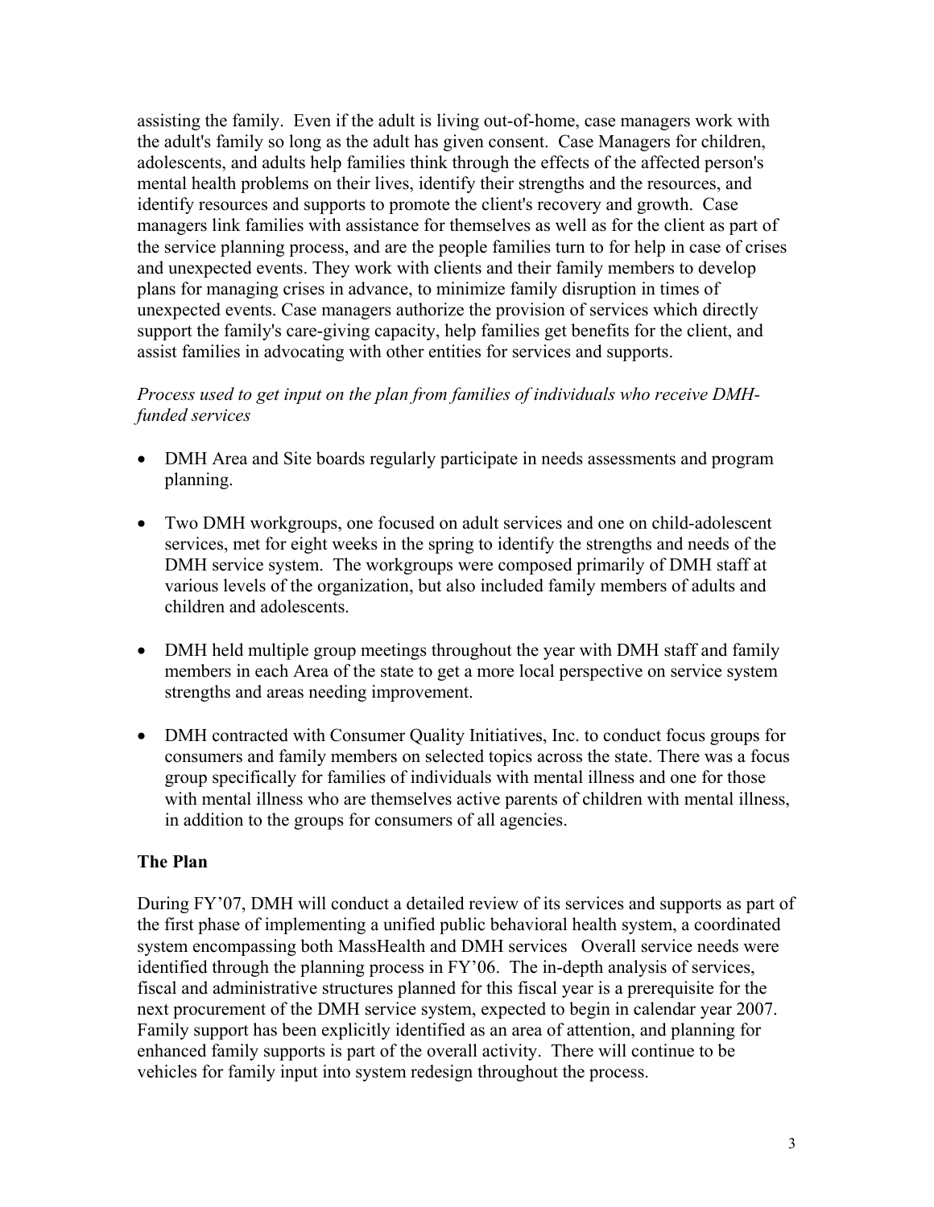assisting the family. Even if the adult is living out-of-home, case managers work with the adult's family so long as the adult has given consent. Case Managers for children, adolescents, and adults help families think through the effects of the affected person's mental health problems on their lives, identify their strengths and the resources, and identify resources and supports to promote the client's recovery and growth. Case managers link families with assistance for themselves as well as for the client as part of the service planning process, and are the people families turn to for help in case of crises and unexpected events. They work with clients and their family members to develop plans for managing crises in advance, to minimize family disruption in times of unexpected events. Case managers authorize the provision of services which directly support the family's care-giving capacity, help families get benefits for the client, and assist families in advocating with other entities for services and supports.

*Process used to get input on the plan from families of individuals who receive DMH-funded services*

- DMH Area and Site boards regularly participate in needs assessments and program planning.
- Two DMH workgroups, one focused on adult services and one on child-adolescent services, met for eight weeks in the spring to identify the strengths and needs of the DMH service system. The workgroups were composed primarily of DMH staff at various levels of the organization, but also included family members of adults and children and adolescents.
- DMH held multiple group meetings throughout the year with DMH staff and family members in each Area of the state to get a more local perspective on service system strengths and areas needing improvement.
- DMH contracted with Consumer Quality Initiatives, Inc. to conduct focus groups for consumers and family members on selected topics across the state. There was a focus group specifically for families of individuals with mental illness and one for those with mental illness who are themselves active parents of children with mental illness, in addition to the groups for consumers of all agencies.

**The Plan**

During FY'07, DMH will conduct a detailed review of its services and supports as part of the first phase of implementing a unified public behavioral health system, a coordinated system encompassing both MassHealth and DMH services Overall service needs were identified through the planning process in FY'06. The in-depth analysis of services, fiscal and administrative structures planned for this fiscal year is a prerequisite for the next procurement of the DMH service system, expected to begin in calendar year 2007. Family support has been explicitly identified as an area of attention, and planning for enhanced family supports is part of the overall activity. There will continue to be vehicles for family input into system redesign throughout the process.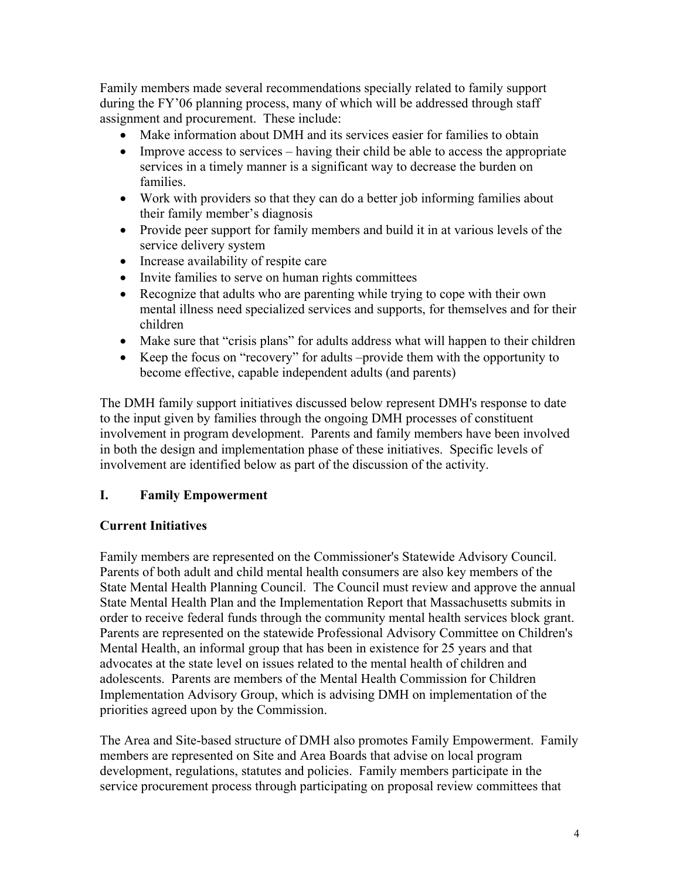Family members made several recommendations specially related to family support during the FY'06 planning process, many of which will be addressed through staff assignment and procurement. These include:

- Make information about DMH and its services easier for families to obtain
- Improve access to services – having their child be able to access the appropriate services in a timely manner is a significant way to decrease the burden on families.
- Work with providers so that they can do a better job informing families about their family member's diagnosis
- Provide peer support for family members and build it in at various levels of the service delivery system
- Increase availability of respite care
- Invite families to serve on human rights committees
- Recognize that adults who are parenting while trying to cope with their own mental illness need specialized services and supports, for themselves and for their children
- Make sure that "crisis plans" for adults address what will happen to their children
- Keep the focus on "recovery" for adults –provide them with the opportunity to become effective, capable independent adults (and parents)

The DMH family support initiatives discussed below represent DMH's response to date to the input given by families through the ongoing DMH processes of constituent involvement in program development. Parents and family members have been involved in both the design and implementation phase of these initiatives. Specific levels of involvement are identified below as part of the discussion of the activity.

## I. Family Empowerment

### Current Initiatives

Family members are represented on the Commissioner's Statewide Advisory Council. Parents of both adult and child mental health consumers are also key members of the State Mental Health Planning Council. The Council must review and approve the annual State Mental Health Plan and the Implementation Report that Massachusetts submits in order to receive federal funds through the community mental health services block grant. Parents are represented on the statewide Professional Advisory Committee on Children's Mental Health, an informal group that has been in existence for 25 years and that advocates at the state level on issues related to the mental health of children and adolescents. Parents are members of the Mental Health Commission for Children Implementation Advisory Group, which is advising DMH on implementation of the priorities agreed upon by the Commission.

The Area and Site-based structure of DMH also promotes Family Empowerment. Family members are represented on Site and Area Boards that advise on local program development, regulations, statutes and policies. Family members participate in the service procurement process through participating on proposal review committees that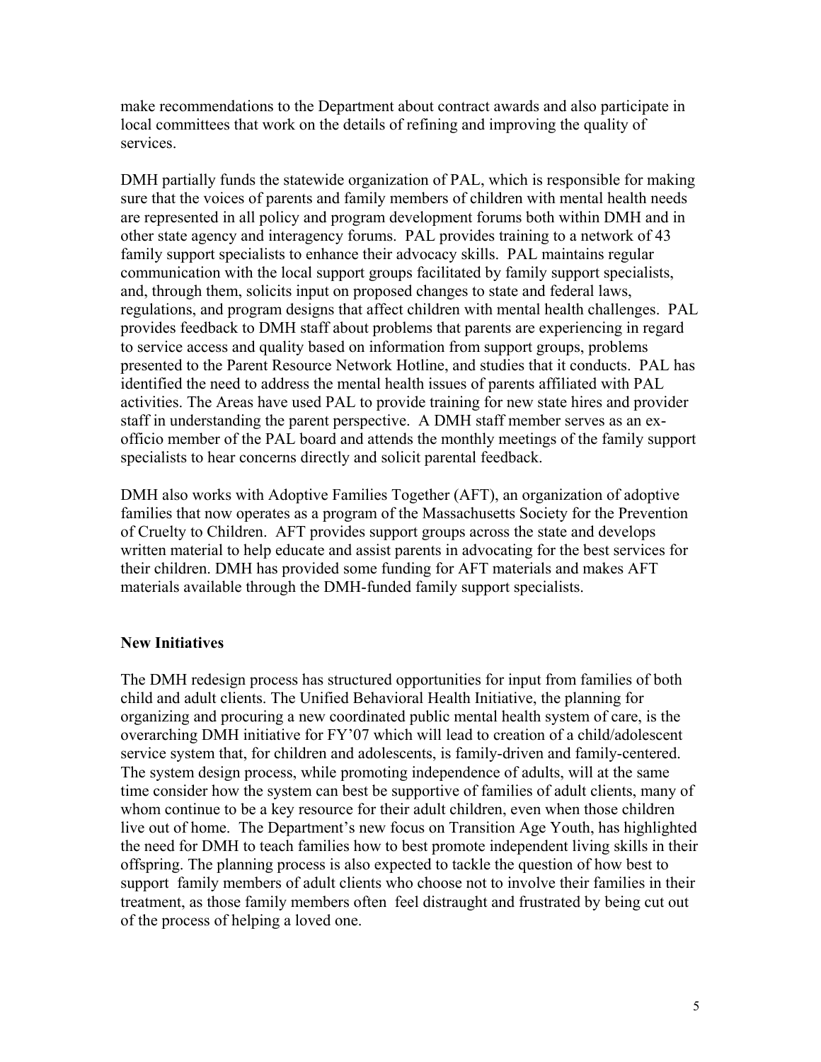make recommendations to the Department about contract awards and also participate in local committees that work on the details of refining and improving the quality of services.

DMH partially funds the statewide organization of PAL, which is responsible for making sure that the voices of parents and family members of children with mental health needs are represented in all policy and program development forums both within DMH and in other state agency and interagency forums. PAL provides training to a network of 43 family support specialists to enhance their advocacy skills. PAL maintains regular communication with the local support groups facilitated by family support specialists, and, through them, solicits input on proposed changes to state and federal laws, regulations, and program designs that affect children with mental health challenges. PAL provides feedback to DMH staff about problems that parents are experiencing in regard to service access and quality based on information from support groups, problems presented to the Parent Resource Network Hotline, and studies that it conducts. PAL has identified the need to address the mental health issues of parents affiliated with PAL activities. The Areas have used PAL to provide training for new state hires and provider staff in understanding the parent perspective. A DMH staff member serves as an ex-officio member of the PAL board and attends the monthly meetings of the family support specialists to hear concerns directly and solicit parental feedback.

DMH also works with Adoptive Families Together (AFT), an organization of adoptive families that now operates as a program of the Massachusetts Society for the Prevention of Cruelty to Children. AFT provides support groups across the state and develops written material to help educate and assist parents in advocating for the best services for their children. DMH has provided some funding for AFT materials and makes AFT materials available through the DMH-funded family support specialists.

**New Initiatives**

The DMH redesign process has structured opportunities for input from families of both child and adult clients. The Unified Behavioral Health Initiative, the planning for organizing and procuring a new coordinated public mental health system of care, is the overarching DMH initiative for FY'07 which will lead to creation of a child/adolescent service system that, for children and adolescents, is family-driven and family-centered. The system design process, while promoting independence of adults, will at the same time consider how the system can best be supportive of families of adult clients, many of whom continue to be a key resource for their adult children, even when those children live out of home. The Department's new focus on Transition Age Youth, has highlighted the need for DMH to teach families how to best promote independent living skills in their offspring. The planning process is also expected to tackle the question of how best to support family members of adult clients who choose not to involve their families in their treatment, as those family members often feel distraught and frustrated by being cut out of the process of helping a loved one.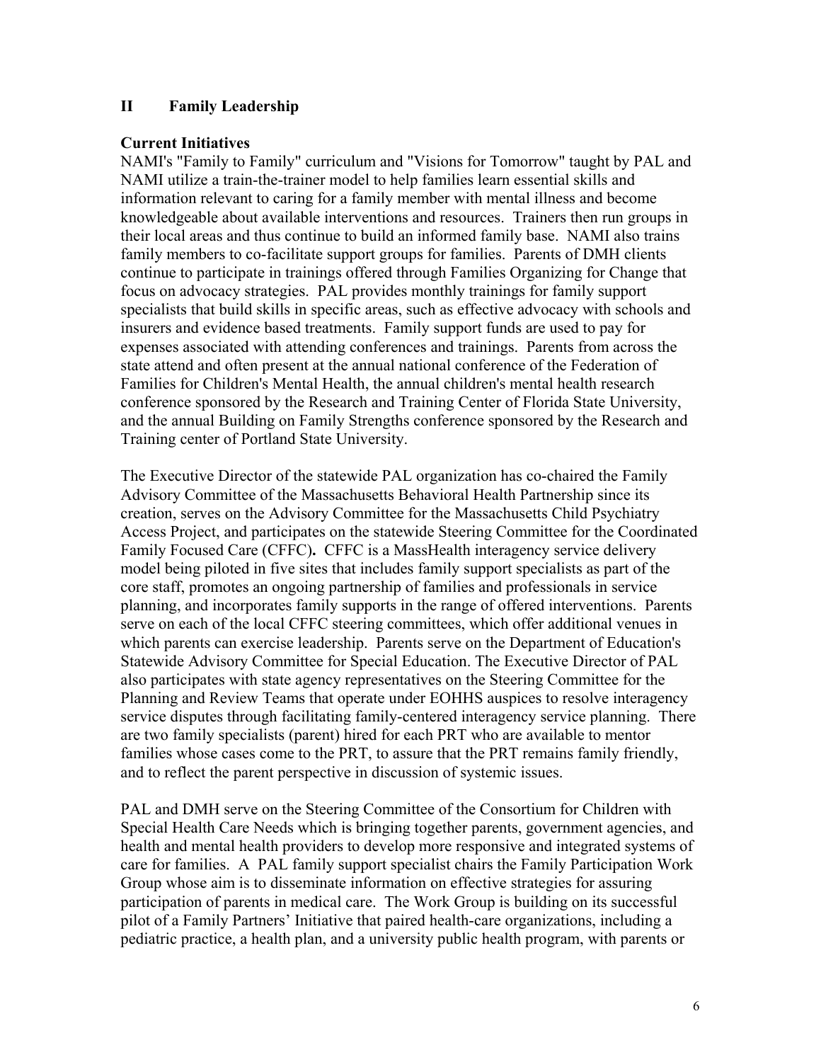## II Family Leadership

**Current Initiatives**

NAMI's "Family to Family" curriculum and "Visions for Tomorrow" taught by PAL and NAMI utilize a train-the-trainer model to help families learn essential skills and information relevant to caring for a family member with mental illness and become knowledgeable about available interventions and resources. Trainers then run groups in their local areas and thus continue to build an informed family base. NAMI also trains family members to co-facilitate support groups for families. Parents of DMH clients continue to participate in trainings offered through Families Organizing for Change that focus on advocacy strategies. PAL provides monthly trainings for family support specialists that build skills in specific areas, such as effective advocacy with schools and insurers and evidence based treatments. Family support funds are used to pay for expenses associated with attending conferences and trainings. Parents from across the state attend and often present at the annual national conference of the Federation of Families for Children's Mental Health, the annual children's mental health research conference sponsored by the Research and Training Center of Florida State University, and the annual Building on Family Strengths conference sponsored by the Research and Training center of Portland State University.

The Executive Director of the statewide PAL organization has co-chaired the Family Advisory Committee of the Massachusetts Behavioral Health Partnership since its creation, serves on the Advisory Committee for the Massachusetts Child Psychiatry Access Project, and participates on the statewide Steering Committee for the Coordinated Family Focused Care (CFFC)**.** CFFC is a MassHealth interagency service delivery model being piloted in five sites that includes family support specialists as part of the core staff, promotes an ongoing partnership of families and professionals in service planning, and incorporates family supports in the range of offered interventions. Parents serve on each of the local CFFC steering committees, which offer additional venues in which parents can exercise leadership. Parents serve on the Department of Education's Statewide Advisory Committee for Special Education. The Executive Director of PAL also participates with state agency representatives on the Steering Committee for the Planning and Review Teams that operate under EOHHS auspices to resolve interagency service disputes through facilitating family-centered interagency service planning. There are two family specialists (parent) hired for each PRT who are available to mentor families whose cases come to the PRT, to assure that the PRT remains family friendly, and to reflect the parent perspective in discussion of systemic issues.

PAL and DMH serve on the Steering Committee of the Consortium for Children with Special Health Care Needs which is bringing together parents, government agencies, and health and mental health providers to develop more responsive and integrated systems of care for families. A PAL family support specialist chairs the Family Participation Work Group whose aim is to disseminate information on effective strategies for assuring participation of parents in medical care. The Work Group is building on its successful pilot of a Family Partners' Initiative that paired health-care organizations, including a pediatric practice, a health plan, and a university public health program, with parents or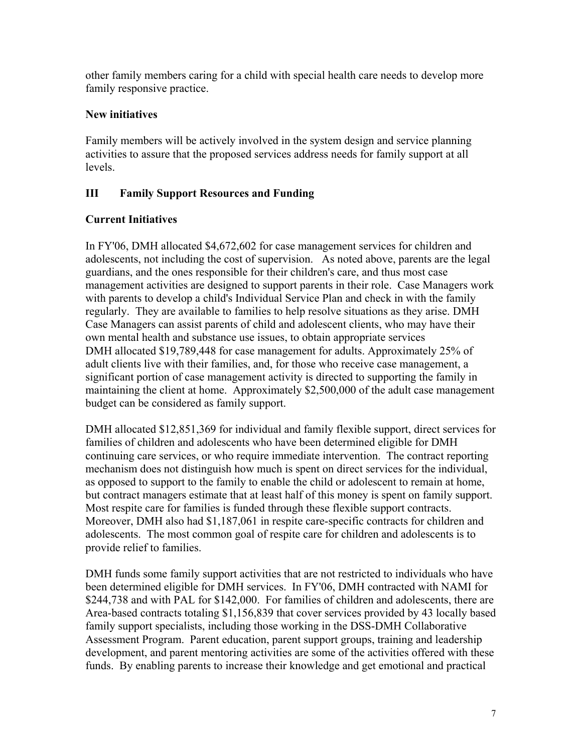other family members caring for a child with special health care needs to develop more family responsive practice.

**New initiatives**

Family members will be actively involved in the system design and service planning activities to assure that the proposed services address needs for family support at all levels.

## III Family Support Resources and Funding

**Current Initiatives**

In FY'06, DMH allocated $4,672,602 for case management services for children and adolescents, not including the cost of supervision. As noted above, parents are the legal guardians, and the ones responsible for their children's care, and thus most case management activities are designed to support parents in their role. Case Managers work with parents to develop a child's Individual Service Plan and check in with the family regularly. They are available to families to help resolve situations as they arise. DMH Case Managers can assist parents of child and adolescent clients, who may have their own mental health and substance use issues, to obtain appropriate services
DMH allocated $19,789,448 for case management for adults. Approximately 25% of adult clients live with their families, and, for those who receive case management, a significant portion of case management activity is directed to supporting the family in maintaining the client at home. Approximately $2,500,000 of the adult case management budget can be considered as family support.

DMH allocated $12,851,369 for individual and family flexible support, direct services for families of children and adolescents who have been determined eligible for DMH continuing care services, or who require immediate intervention. The contract reporting mechanism does not distinguish how much is spent on direct services for the individual, as opposed to support to the family to enable the child or adolescent to remain at home, but contract managers estimate that at least half of this money is spent on family support. Most respite care for families is funded through these flexible support contracts. Moreover, DMH also had $1,187,061 in respite care-specific contracts for children and adolescents. The most common goal of respite care for children and adolescents is to provide relief to families.

DMH funds some family support activities that are not restricted to individuals who have been determined eligible for DMH services. In FY'06, DMH contracted with NAMI for $244,738 and with PAL for $142,000. For families of children and adolescents, there are Area-based contracts totaling $1,156,839 that cover services provided by 43 locally based family support specialists, including those working in the DSS-DMH Collaborative Assessment Program. Parent education, parent support groups, training and leadership development, and parent mentoring activities are some of the activities offered with these funds. By enabling parents to increase their knowledge and get emotional and practical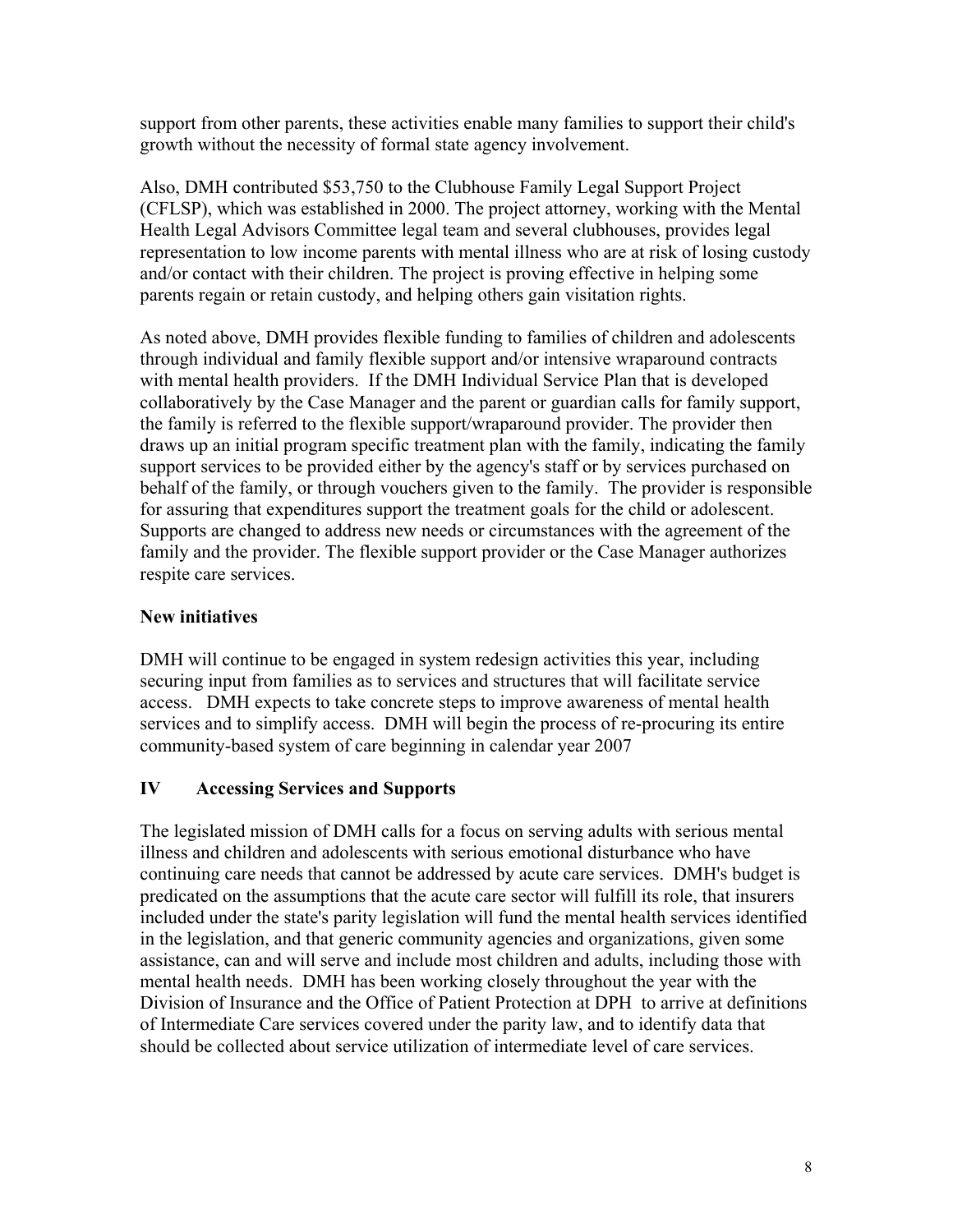support from other parents, these activities enable many families to support their child's growth without the necessity of formal state agency involvement.

Also, DMH contributed $53,750 to the Clubhouse Family Legal Support Project (CFLSP), which was established in 2000. The project attorney, working with the Mental Health Legal Advisors Committee legal team and several clubhouses, provides legal representation to low income parents with mental illness who are at risk of losing custody and/or contact with their children. The project is proving effective in helping some parents regain or retain custody, and helping others gain visitation rights.

As noted above, DMH provides flexible funding to families of children and adolescents through individual and family flexible support and/or intensive wraparound contracts with mental health providers. If the DMH Individual Service Plan that is developed collaboratively by the Case Manager and the parent or guardian calls for family support, the family is referred to the flexible support/wraparound provider. The provider then draws up an initial program specific treatment plan with the family, indicating the family support services to be provided either by the agency's staff or by services purchased on behalf of the family, or through vouchers given to the family. The provider is responsible for assuring that expenditures support the treatment goals for the child or adolescent. Supports are changed to address new needs or circumstances with the agreement of the family and the provider. The flexible support provider or the Case Manager authorizes respite care services.

**New initiatives**

DMH will continue to be engaged in system redesign activities this year, including securing input from families as to services and structures that will facilitate service access. DMH expects to take concrete steps to improve awareness of mental health services and to simplify access. DMH will begin the process of re-procuring its entire community-based system of care beginning in calendar year 2007

## IV Accessing Services and Supports

The legislated mission of DMH calls for a focus on serving adults with serious mental illness and children and adolescents with serious emotional disturbance who have continuing care needs that cannot be addressed by acute care services. DMH's budget is predicated on the assumptions that the acute care sector will fulfill its role, that insurers included under the state's parity legislation will fund the mental health services identified in the legislation, and that generic community agencies and organizations, given some assistance, can and will serve and include most children and adults, including those with mental health needs. DMH has been working closely throughout the year with the Division of Insurance and the Office of Patient Protection at DPH to arrive at definitions of Intermediate Care services covered under the parity law, and to identify data that should be collected about service utilization of intermediate level of care services.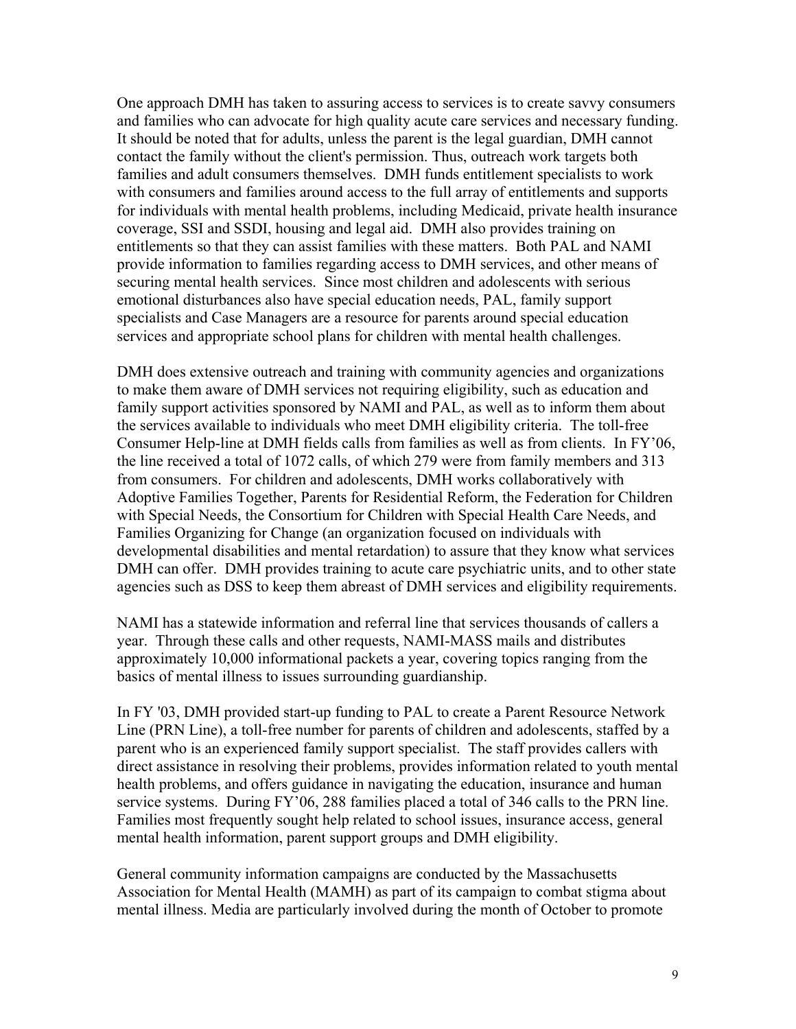One approach DMH has taken to assuring access to services is to create savvy consumers and families who can advocate for high quality acute care services and necessary funding. It should be noted that for adults, unless the parent is the legal guardian, DMH cannot contact the family without the client's permission. Thus, outreach work targets both families and adult consumers themselves. DMH funds entitlement specialists to work with consumers and families around access to the full array of entitlements and supports for individuals with mental health problems, including Medicaid, private health insurance coverage, SSI and SSDI, housing and legal aid. DMH also provides training on entitlements so that they can assist families with these matters. Both PAL and NAMI provide information to families regarding access to DMH services, and other means of securing mental health services. Since most children and adolescents with serious emotional disturbances also have special education needs, PAL, family support specialists and Case Managers are a resource for parents around special education services and appropriate school plans for children with mental health challenges.

DMH does extensive outreach and training with community agencies and organizations to make them aware of DMH services not requiring eligibility, such as education and family support activities sponsored by NAMI and PAL, as well as to inform them about the services available to individuals who meet DMH eligibility criteria. The toll-free Consumer Help-line at DMH fields calls from families as well as from clients. In FY'06, the line received a total of 1072 calls, of which 279 were from family members and 313 from consumers. For children and adolescents, DMH works collaboratively with Adoptive Families Together, Parents for Residential Reform, the Federation for Children with Special Needs, the Consortium for Children with Special Health Care Needs, and Families Organizing for Change (an organization focused on individuals with developmental disabilities and mental retardation) to assure that they know what services DMH can offer. DMH provides training to acute care psychiatric units, and to other state agencies such as DSS to keep them abreast of DMH services and eligibility requirements.

NAMI has a statewide information and referral line that services thousands of callers a year. Through these calls and other requests, NAMI-MASS mails and distributes approximately 10,000 informational packets a year, covering topics ranging from the basics of mental illness to issues surrounding guardianship.

In FY '03, DMH provided start-up funding to PAL to create a Parent Resource Network Line (PRN Line), a toll-free number for parents of children and adolescents, staffed by a parent who is an experienced family support specialist. The staff provides callers with direct assistance in resolving their problems, provides information related to youth mental health problems, and offers guidance in navigating the education, insurance and human service systems. During FY'06, 288 families placed a total of 346 calls to the PRN line. Families most frequently sought help related to school issues, insurance access, general mental health information, parent support groups and DMH eligibility.

General community information campaigns are conducted by the Massachusetts Association for Mental Health (MAMH) as part of its campaign to combat stigma about mental illness. Media are particularly involved during the month of October to promote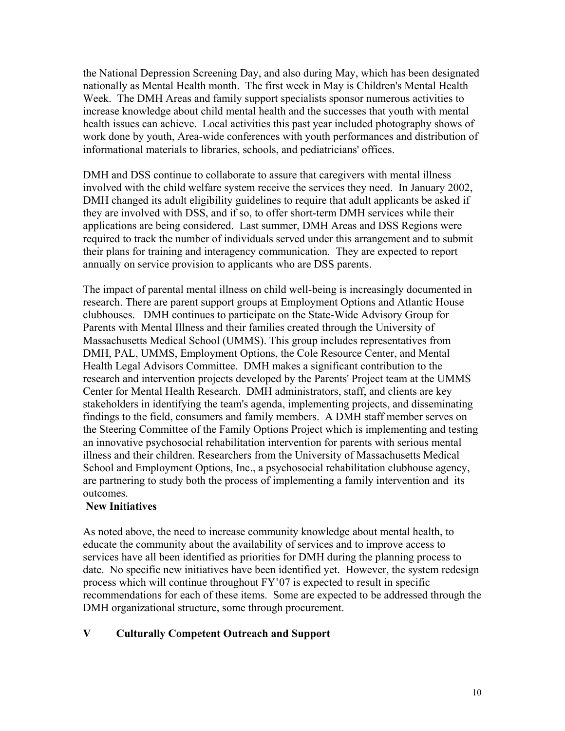the National Depression Screening Day, and also during May, which has been designated nationally as Mental Health month. The first week in May is Children's Mental Health Week. The DMH Areas and family support specialists sponsor numerous activities to increase knowledge about child mental health and the successes that youth with mental health issues can achieve. Local activities this past year included photography shows of work done by youth, Area-wide conferences with youth performances and distribution of informational materials to libraries, schools, and pediatricians' offices.

DMH and DSS continue to collaborate to assure that caregivers with mental illness involved with the child welfare system receive the services they need. In January 2002, DMH changed its adult eligibility guidelines to require that adult applicants be asked if they are involved with DSS, and if so, to offer short-term DMH services while their applications are being considered. Last summer, DMH Areas and DSS Regions were required to track the number of individuals served under this arrangement and to submit their plans for training and interagency communication. They are expected to report annually on service provision to applicants who are DSS parents.

The impact of parental mental illness on child well-being is increasingly documented in research. There are parent support groups at Employment Options and Atlantic House clubhouses. DMH continues to participate on the State-Wide Advisory Group for Parents with Mental Illness and their families created through the University of Massachusetts Medical School (UMMS). This group includes representatives from DMH, PAL, UMMS, Employment Options, the Cole Resource Center, and Mental Health Legal Advisors Committee. DMH makes a significant contribution to the research and intervention projects developed by the Parents' Project team at the UMMS Center for Mental Health Research. DMH administrators, staff, and clients are key stakeholders in identifying the team's agenda, implementing projects, and disseminating findings to the field, consumers and family members. A DMH staff member serves on the Steering Committee of the Family Options Project which is implementing and testing an innovative psychosocial rehabilitation intervention for parents with serious mental illness and their children. Researchers from the University of Massachusetts Medical School and Employment Options, Inc., a psychosocial rehabilitation clubhouse agency, are partnering to study both the process of implementing a family intervention and its outcomes.

**New Initiatives**

As noted above, the need to increase community knowledge about mental health, to educate the community about the availability of services and to improve access to services have all been identified as priorities for DMH during the planning process to date. No specific new initiatives have been identified yet. However, the system redesign process which will continue throughout FY'07 is expected to result in specific recommendations for each of these items. Some are expected to be addressed through the DMH organizational structure, some through procurement.

## V Culturally Competent Outreach and Support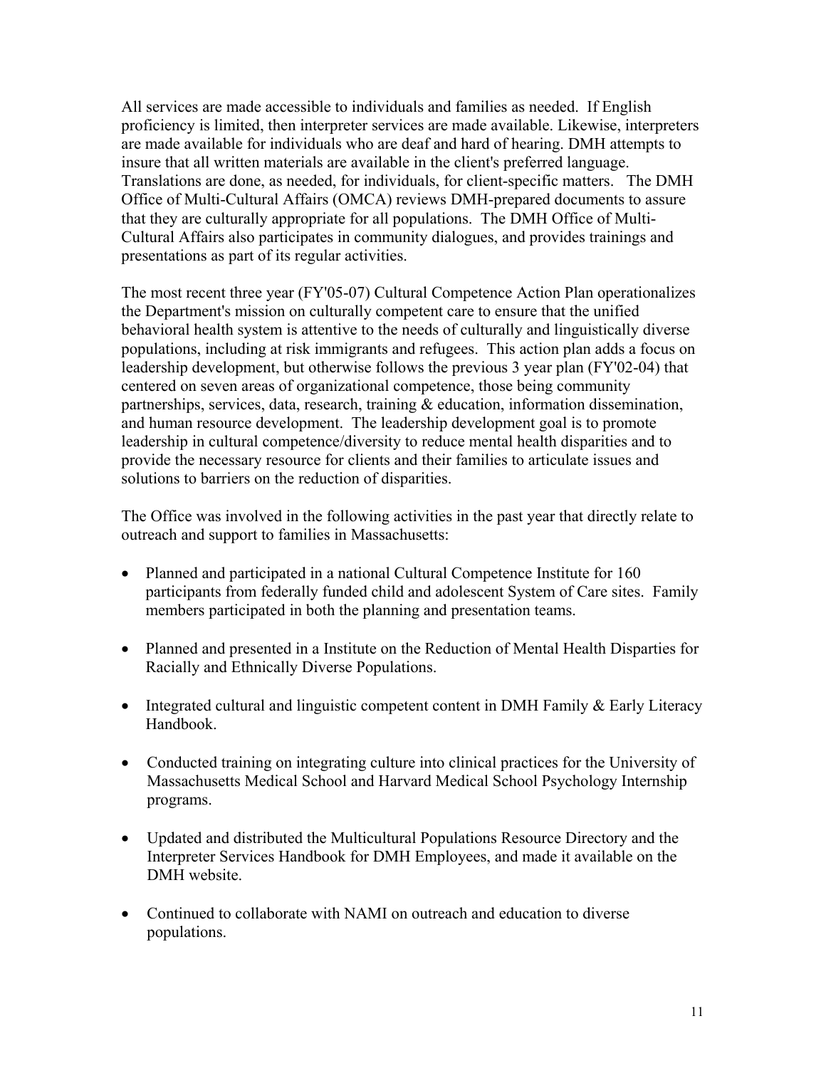All services are made accessible to individuals and families as needed. If English proficiency is limited, then interpreter services are made available. Likewise, interpreters are made available for individuals who are deaf and hard of hearing. DMH attempts to insure that all written materials are available in the client's preferred language. Translations are done, as needed, for individuals, for client-specific matters. The DMH Office of Multi-Cultural Affairs (OMCA) reviews DMH-prepared documents to assure that they are culturally appropriate for all populations. The DMH Office of Multi-Cultural Affairs also participates in community dialogues, and provides trainings and presentations as part of its regular activities.

The most recent three year (FY'05-07) Cultural Competence Action Plan operationalizes the Department's mission on culturally competent care to ensure that the unified behavioral health system is attentive to the needs of culturally and linguistically diverse populations, including at risk immigrants and refugees. This action plan adds a focus on leadership development, but otherwise follows the previous 3 year plan (FY'02-04) that centered on seven areas of organizational competence, those being community partnerships, services, data, research, training & education, information dissemination, and human resource development. The leadership development goal is to promote leadership in cultural competence/diversity to reduce mental health disparities and to provide the necessary resource for clients and their families to articulate issues and solutions to barriers on the reduction of disparities.

The Office was involved in the following activities in the past year that directly relate to outreach and support to families in Massachusetts:

- Planned and participated in a national Cultural Competence Institute for 160 participants from federally funded child and adolescent System of Care sites. Family members participated in both the planning and presentation teams.
- Planned and presented in a Institute on the Reduction of Mental Health Disparties for Racially and Ethnically Diverse Populations.
- Integrated cultural and linguistic competent content in DMH Family & Early Literacy Handbook.
- Conducted training on integrating culture into clinical practices for the University of Massachusetts Medical School and Harvard Medical School Psychology Internship programs.
- Updated and distributed the Multicultural Populations Resource Directory and the Interpreter Services Handbook for DMH Employees, and made it available on the DMH website.
- Continued to collaborate with NAMI on outreach and education to diverse populations.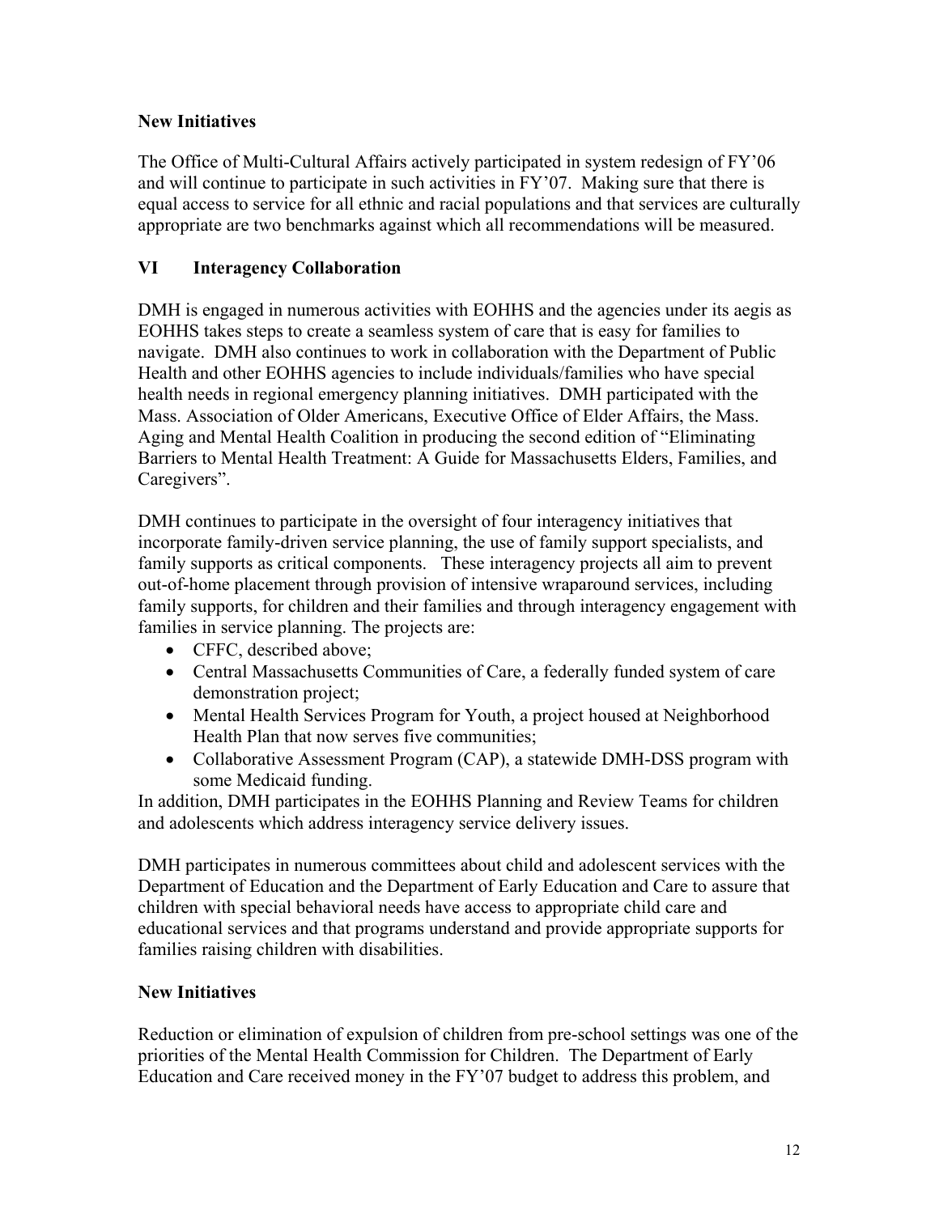### New Initiatives

The Office of Multi-Cultural Affairs actively participated in system redesign of FY'06 and will continue to participate in such activities in FY'07. Making sure that there is equal access to service for all ethnic and racial populations and that services are culturally appropriate are two benchmarks against which all recommendations will be measured.

## VI Interagency Collaboration

DMH is engaged in numerous activities with EOHHS and the agencies under its aegis as EOHHS takes steps to create a seamless system of care that is easy for families to navigate. DMH also continues to work in collaboration with the Department of Public Health and other EOHHS agencies to include individuals/families who have special health needs in regional emergency planning initiatives. DMH participated with the Mass. Association of Older Americans, Executive Office of Elder Affairs, the Mass. Aging and Mental Health Coalition in producing the second edition of "Eliminating Barriers to Mental Health Treatment: A Guide for Massachusetts Elders, Families, and Caregivers".

DMH continues to participate in the oversight of four interagency initiatives that incorporate family-driven service planning, the use of family support specialists, and family supports as critical components. These interagency projects all aim to prevent out-of-home placement through provision of intensive wraparound services, including family supports, for children and their families and through interagency engagement with families in service planning. The projects are:

- CFFC, described above;
- Central Massachusetts Communities of Care, a federally funded system of care demonstration project;
- Mental Health Services Program for Youth, a project housed at Neighborhood Health Plan that now serves five communities;
- Collaborative Assessment Program (CAP), a statewide DMH-DSS program with some Medicaid funding.

In addition, DMH participates in the EOHHS Planning and Review Teams for children and adolescents which address interagency service delivery issues.

DMH participates in numerous committees about child and adolescent services with the Department of Education and the Department of Early Education and Care to assure that children with special behavioral needs have access to appropriate child care and educational services and that programs understand and provide appropriate supports for families raising children with disabilities.

### New Initiatives

Reduction or elimination of expulsion of children from pre-school settings was one of the priorities of the Mental Health Commission for Children. The Department of Early Education and Care received money in the FY'07 budget to address this problem, and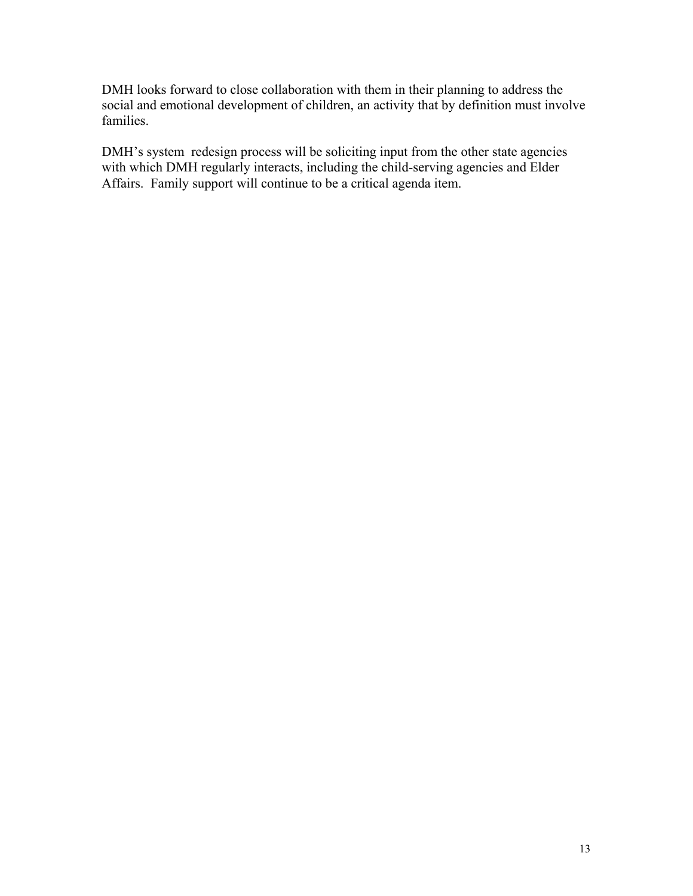DMH looks forward to close collaboration with them in their planning to address the social and emotional development of children, an activity that by definition must involve families.

DMH's system redesign process will be soliciting input from the other state agencies with which DMH regularly interacts, including the child-serving agencies and Elder Affairs. Family support will continue to be a critical agenda item.